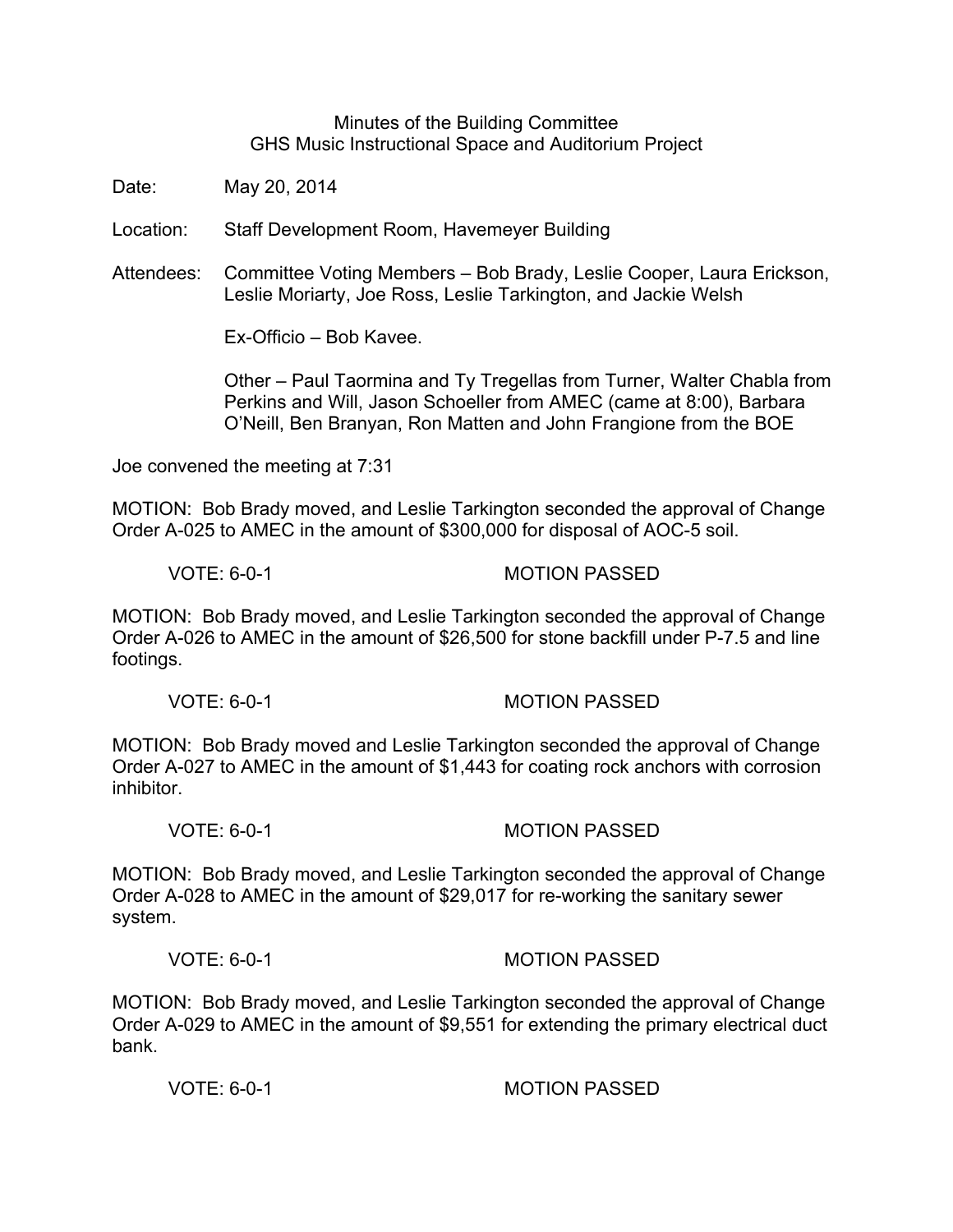Minutes of the Building Committee
GHS Music Instructional Space and Auditorium Project

Date: May 20, 2014

Location: Staff Development Room, Havemeyer Building

Attendees: Committee Voting Members – Bob Brady, Leslie Cooper, Laura Erickson, Leslie Moriarty, Joe Ross, Leslie Tarkington, and Jackie Welsh

Ex-Officio – Bob Kavee.

Other – Paul Taormina and Ty Tregellas from Turner, Walter Chabla from Perkins and Will, Jason Schoeller from AMEC (came at 8:00), Barbara O'Neill, Ben Branyan, Ron Matten and John Frangione from the BOE

Joe convened the meeting at 7:31

MOTION: Bob Brady moved, and Leslie Tarkington seconded the approval of Change Order A-025 to AMEC in the amount of $300,000 for disposal of AOC-5 soil.

VOTE: 6-0-1 MOTION PASSED

MOTION: Bob Brady moved, and Leslie Tarkington seconded the approval of Change Order A-026 to AMEC in the amount of $26,500 for stone backfill under P-7.5 and line footings.

VOTE: 6-0-1 MOTION PASSED

MOTION: Bob Brady moved and Leslie Tarkington seconded the approval of Change Order A-027 to AMEC in the amount of $1,443 for coating rock anchors with corrosion inhibitor.

VOTE: 6-0-1 MOTION PASSED

MOTION: Bob Brady moved, and Leslie Tarkington seconded the approval of Change Order A-028 to AMEC in the amount of $29,017 for re-working the sanitary sewer system.

VOTE: 6-0-1 MOTION PASSED

MOTION: Bob Brady moved, and Leslie Tarkington seconded the approval of Change Order A-029 to AMEC in the amount of $9,551 for extending the primary electrical duct bank.

VOTE: 6-0-1 MOTION PASSED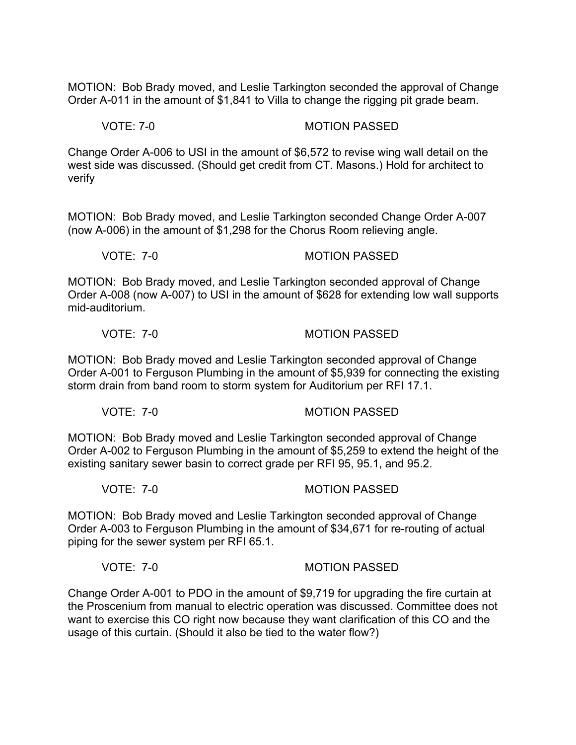MOTION: Bob Brady moved, and Leslie Tarkington seconded the approval of Change Order A-011 in the amount of $1,841 to Villa to change the rigging pit grade beam.

VOTE: 7-0 MOTION PASSED

Change Order A-006 to USI in the amount of $6,572 to revise wing wall detail on the west side was discussed. (Should get credit from CT. Masons.) Hold for architect to verify

MOTION: Bob Brady moved, and Leslie Tarkington seconded Change Order A-007 (now A-006) in the amount of $1,298 for the Chorus Room relieving angle.

VOTE: 7-0 MOTION PASSED

MOTION: Bob Brady moved, and Leslie Tarkington seconded approval of Change Order A-008 (now A-007) to USI in the amount of $628 for extending low wall supports mid-auditorium.

VOTE: 7-0 MOTION PASSED

MOTION: Bob Brady moved and Leslie Tarkington seconded approval of Change Order A-001 to Ferguson Plumbing in the amount of $5,939 for connecting the existing storm drain from band room to storm system for Auditorium per RFI 17.1.

VOTE: 7-0 MOTION PASSED

MOTION: Bob Brady moved and Leslie Tarkington seconded approval of Change Order A-002 to Ferguson Plumbing in the amount of $5,259 to extend the height of the existing sanitary sewer basin to correct grade per RFI 95, 95.1, and 95.2.

VOTE: 7-0 MOTION PASSED

MOTION: Bob Brady moved and Leslie Tarkington seconded approval of Change Order A-003 to Ferguson Plumbing in the amount of $34,671 for re-routing of actual piping for the sewer system per RFI 65.1.

VOTE: 7-0 MOTION PASSED

Change Order A-001 to PDO in the amount of $9,719 for upgrading the fire curtain at the Proscenium from manual to electric operation was discussed. Committee does not want to exercise this CO right now because they want clarification of this CO and the usage of this curtain. (Should it also be tied to the water flow?)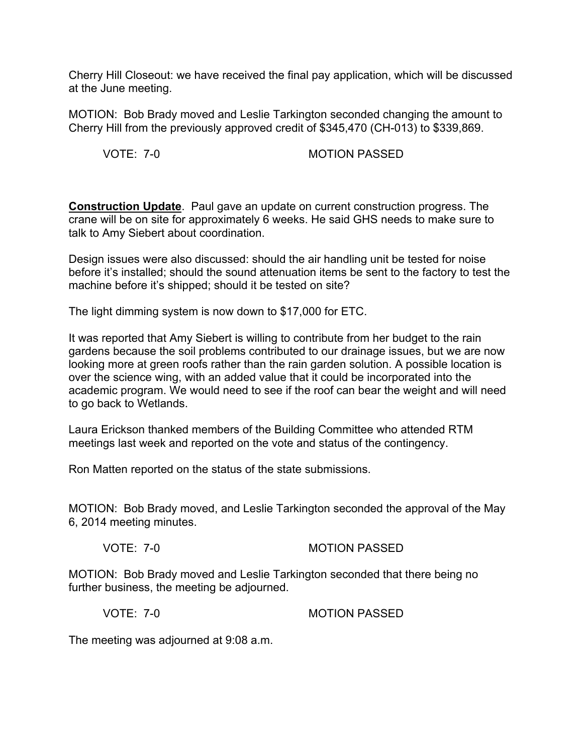Cherry Hill Closeout: we have received the final pay application, which will be discussed at the June meeting.

MOTION: Bob Brady moved and Leslie Tarkington seconded changing the amount to Cherry Hill from the previously approved credit of $345,470 (CH-013) to $339,869.

VOTE: 7-0 MOTION PASSED

**Construction Update**. Paul gave an update on current construction progress. The crane will be on site for approximately 6 weeks. He said GHS needs to make sure to talk to Amy Siebert about coordination.

Design issues were also discussed: should the air handling unit be tested for noise before it's installed; should the sound attenuation items be sent to the factory to test the machine before it's shipped; should it be tested on site?

The light dimming system is now down to $17,000 for ETC.

It was reported that Amy Siebert is willing to contribute from her budget to the rain gardens because the soil problems contributed to our drainage issues, but we are now looking more at green roofs rather than the rain garden solution. A possible location is over the science wing, with an added value that it could be incorporated into the academic program. We would need to see if the roof can bear the weight and will need to go back to Wetlands.

Laura Erickson thanked members of the Building Committee who attended RTM meetings last week and reported on the vote and status of the contingency.

Ron Matten reported on the status of the state submissions.

MOTION: Bob Brady moved, and Leslie Tarkington seconded the approval of the May 6, 2014 meeting minutes.

VOTE: 7-0 MOTION PASSED

MOTION: Bob Brady moved and Leslie Tarkington seconded that there being no further business, the meeting be adjourned.

VOTE: 7-0 MOTION PASSED

The meeting was adjourned at 9:08 a.m.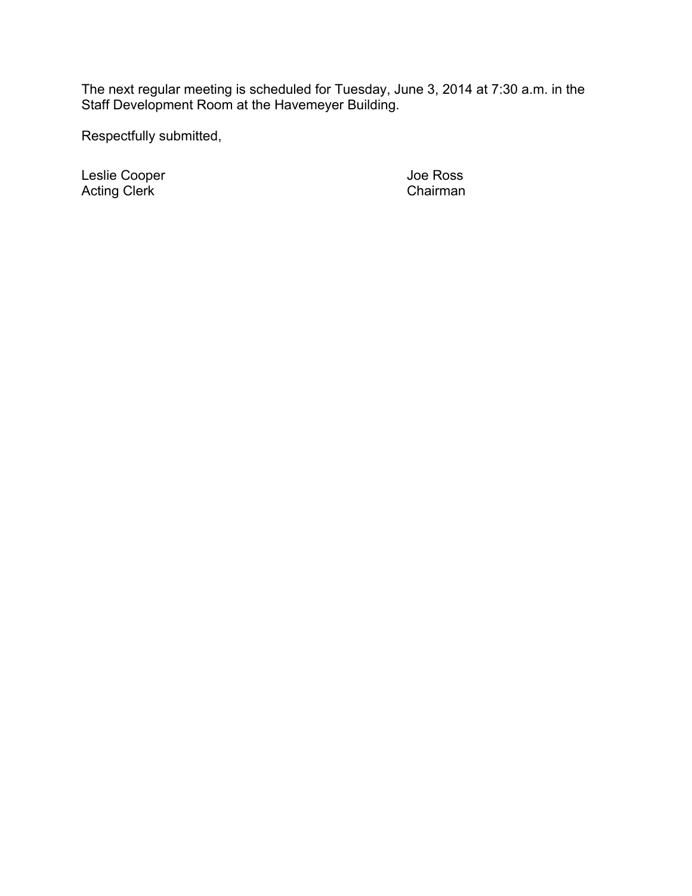The next regular meeting is scheduled for Tuesday, June 3, 2014 at 7:30 a.m. in the Staff Development Room at the Havemeyer Building.

Respectfully submitted,

| | |
|---|---|
| Leslie Cooper | Joe Ross |
| Acting Clerk | Chairman |